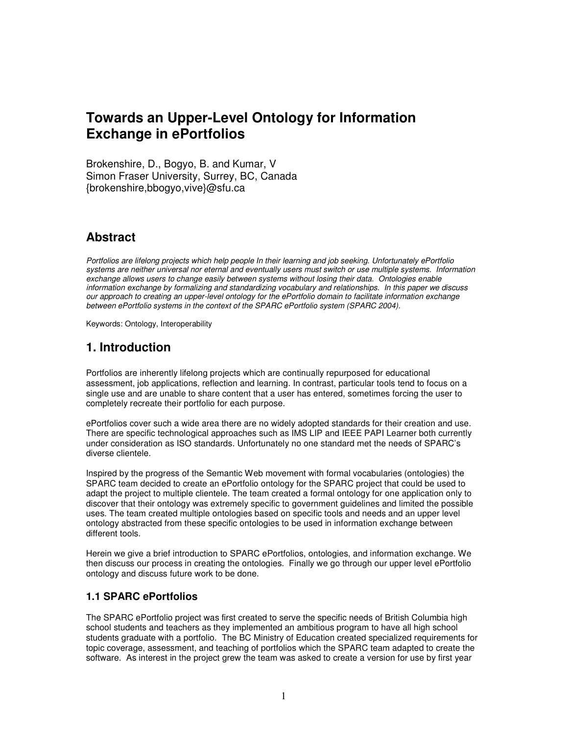# Towards an Upper-Level Ontology for Information Exchange in ePortfolios

Brokenshire, D., Bogyo, B. and Kumar, V
Simon Fraser University, Surrey, BC, Canada
{brokenshire,bbogyo,vive}@sfu.ca

## Abstract

*Portfolios are lifelong projects which help people In their learning and job seeking. Unfortunately ePortfolio systems are neither universal nor eternal and eventually users must switch or use multiple systems. Information exchange allows users to change easily between systems without losing their data. Ontologies enable information exchange by formalizing and standardizing vocabulary and relationships. In this paper we discuss our approach to creating an upper-level ontology for the ePortfolio domain to facilitate information exchange between ePortfolio systems in the context of the SPARC ePortfolio system (SPARC 2004).*

Keywords: Ontology, Interoperability

## 1. Introduction

Portfolios are inherently lifelong projects which are continually repurposed for educational assessment, job applications, reflection and learning. In contrast, particular tools tend to focus on a single use and are unable to share content that a user has entered, sometimes forcing the user to completely recreate their portfolio for each purpose.

ePortfolios cover such a wide area there are no widely adopted standards for their creation and use. There are specific technological approaches such as IMS LIP and IEEE PAPI Learner both currently under consideration as ISO standards. Unfortunately no one standard met the needs of SPARC's diverse clientele.

Inspired by the progress of the Semantic Web movement with formal vocabularies (ontologies) the SPARC team decided to create an ePortfolio ontology for the SPARC project that could be used to adapt the project to multiple clientele. The team created a formal ontology for one application only to discover that their ontology was extremely specific to government guidelines and limited the possible uses. The team created multiple ontologies based on specific tools and needs and an upper level ontology abstracted from these specific ontologies to be used in information exchange between different tools.

Herein we give a brief introduction to SPARC ePortfolios, ontologies, and information exchange. We then discuss our process in creating the ontologies. Finally we go through our upper level ePortfolio ontology and discuss future work to be done.

### 1.1 SPARC ePortfolios

The SPARC ePortfolio project was first created to serve the specific needs of British Columbia high school students and teachers as they implemented an ambitious program to have all high school students graduate with a portfolio. The BC Ministry of Education created specialized requirements for topic coverage, assessment, and teaching of portfolios which the SPARC team adapted to create the software. As interest in the project grew the team was asked to create a version for use by first year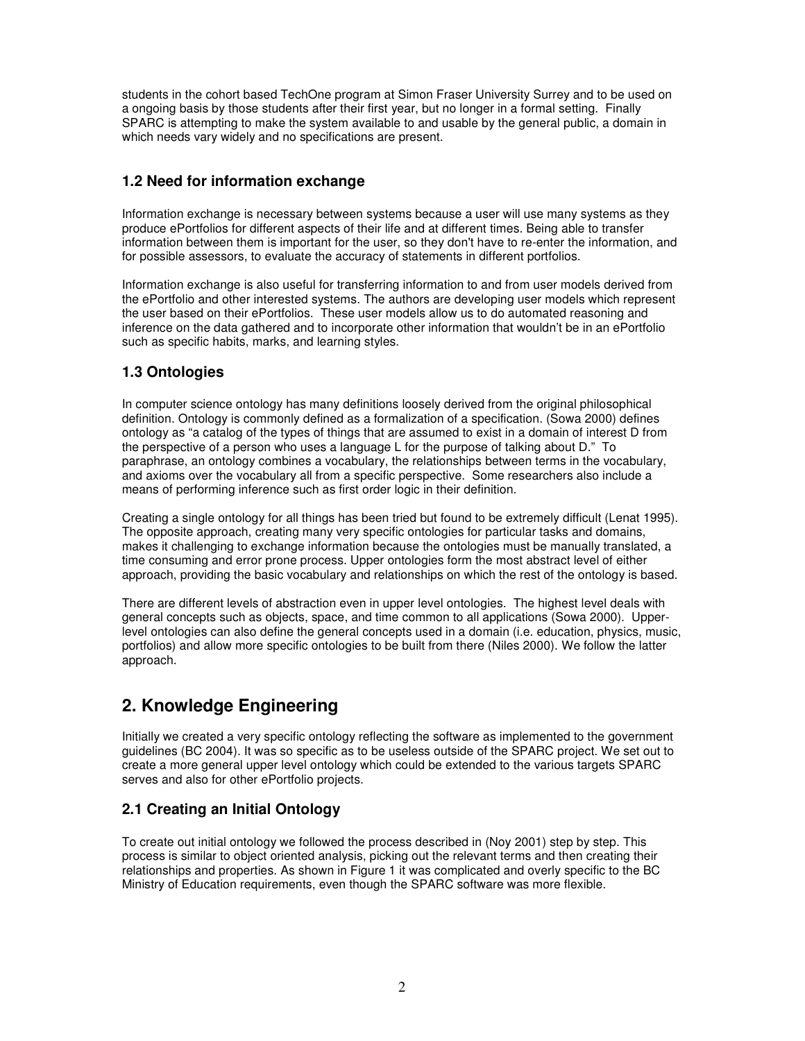students in the cohort based TechOne program at Simon Fraser University Surrey and to be used on a ongoing basis by those students after their first year, but no longer in a formal setting. Finally SPARC is attempting to make the system available to and usable by the general public, a domain in which needs vary widely and no specifications are present.

### 1.2 Need for information exchange

Information exchange is necessary between systems because a user will use many systems as they produce ePortfolios for different aspects of their life and at different times. Being able to transfer information between them is important for the user, so they don't have to re-enter the information, and for possible assessors, to evaluate the accuracy of statements in different portfolios.

Information exchange is also useful for transferring information to and from user models derived from the ePortfolio and other interested systems. The authors are developing user models which represent the user based on their ePortfolios. These user models allow us to do automated reasoning and inference on the data gathered and to incorporate other information that wouldn't be in an ePortfolio such as specific habits, marks, and learning styles.

### 1.3 Ontologies

In computer science ontology has many definitions loosely derived from the original philosophical definition. Ontology is commonly defined as a formalization of a specification. (Sowa 2000) defines ontology as "a catalog of the types of things that are assumed to exist in a domain of interest D from the perspective of a person who uses a language L for the purpose of talking about D." To paraphrase, an ontology combines a vocabulary, the relationships between terms in the vocabulary, and axioms over the vocabulary all from a specific perspective. Some researchers also include a means of performing inference such as first order logic in their definition.

Creating a single ontology for all things has been tried but found to be extremely difficult (Lenat 1995). The opposite approach, creating many very specific ontologies for particular tasks and domains, makes it challenging to exchange information because the ontologies must be manually translated, a time consuming and error prone process. Upper ontologies form the most abstract level of either approach, providing the basic vocabulary and relationships on which the rest of the ontology is based.

There are different levels of abstraction even in upper level ontologies. The highest level deals with general concepts such as objects, space, and time common to all applications (Sowa 2000). Upper-level ontologies can also define the general concepts used in a domain (i.e. education, physics, music, portfolios) and allow more specific ontologies to be built from there (Niles 2000). We follow the latter approach.

## 2. Knowledge Engineering

Initially we created a very specific ontology reflecting the software as implemented to the government guidelines (BC 2004). It was so specific as to be useless outside of the SPARC project. We set out to create a more general upper level ontology which could be extended to the various targets SPARC serves and also for other ePortfolio projects.

### 2.1 Creating an Initial Ontology

To create out initial ontology we followed the process described in (Noy 2001) step by step. This process is similar to object oriented analysis, picking out the relevant terms and then creating their relationships and properties. As shown in Figure 1 it was complicated and overly specific to the BC Ministry of Education requirements, even though the SPARC software was more flexible.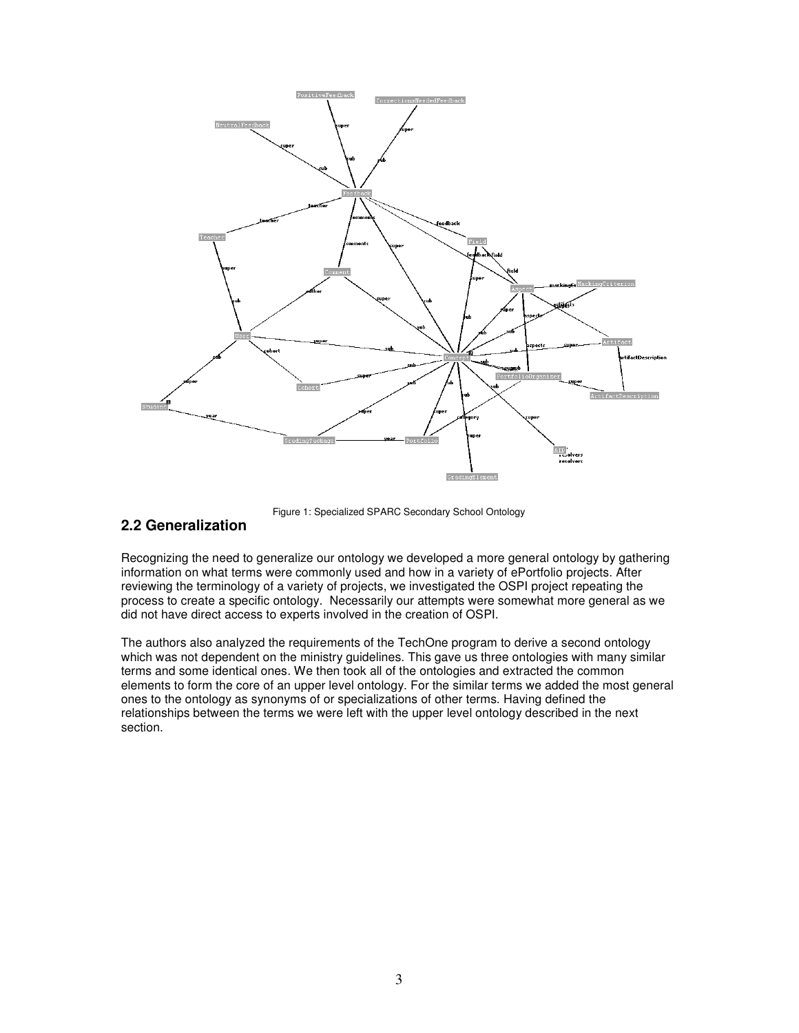Figure 1: Specialized SPARC Secondary School Ontology

## 2.2 Generalization

Recognizing the need to generalize our ontology we developed a more general ontology by gathering information on what terms were commonly used and how in a variety of ePortfolio projects. After reviewing the terminology of a variety of projects, we investigated the OSPI project repeating the process to create a specific ontology. Necessarily our attempts were somewhat more general as we did not have direct access to experts involved in the creation of OSPI.

The authors also analyzed the requirements of the TechOne program to derive a second ontology which was not dependent on the ministry guidelines. This gave us three ontologies with many similar terms and some identical ones. We then took all of the ontologies and extracted the common elements to form the core of an upper level ontology. For the similar terms we added the most general ones to the ontology as synonyms of or specializations of other terms. Having defined the relationships between the terms we were left with the upper level ontology described in the next section.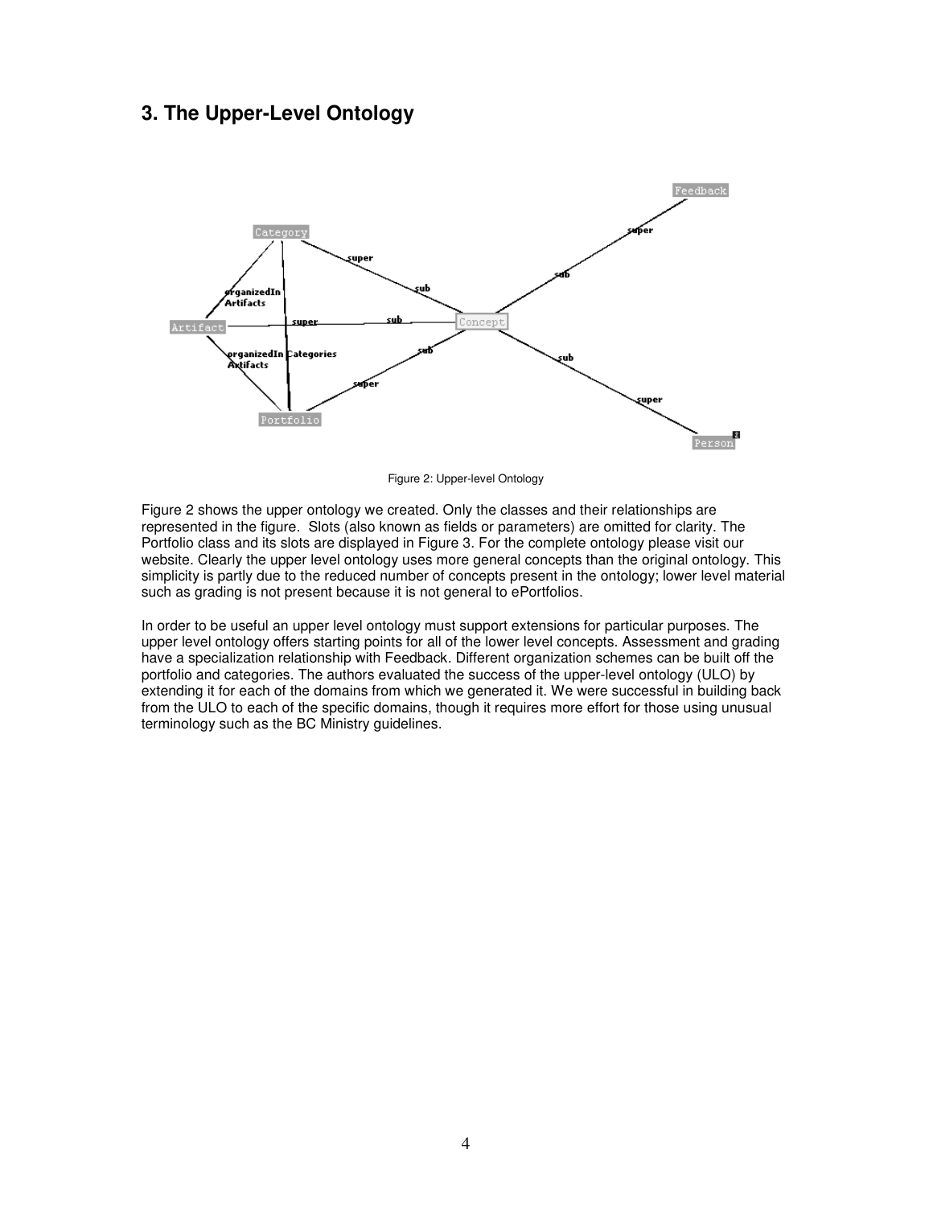# 3. The Upper-Level Ontology

Figure 2: Upper-level Ontology

Figure 2 shows the upper ontology we created. Only the classes and their relationships are represented in the figure. Slots (also known as fields or parameters) are omitted for clarity. The Portfolio class and its slots are displayed in Figure 3. For the complete ontology please visit our website. Clearly the upper level ontology uses more general concepts than the original ontology. This simplicity is partly due to the reduced number of concepts present in the ontology; lower level material such as grading is not present because it is not general to ePortfolios.

In order to be useful an upper level ontology must support extensions for particular purposes. The upper level ontology offers starting points for all of the lower level concepts. Assessment and grading have a specialization relationship with Feedback. Different organization schemes can be built off the portfolio and categories. The authors evaluated the success of the upper-level ontology (ULO) by extending it for each of the domains from which we generated it. We were successful in building back from the ULO to each of the specific domains, though it requires more effort for those using unusual terminology such as the BC Ministry guidelines.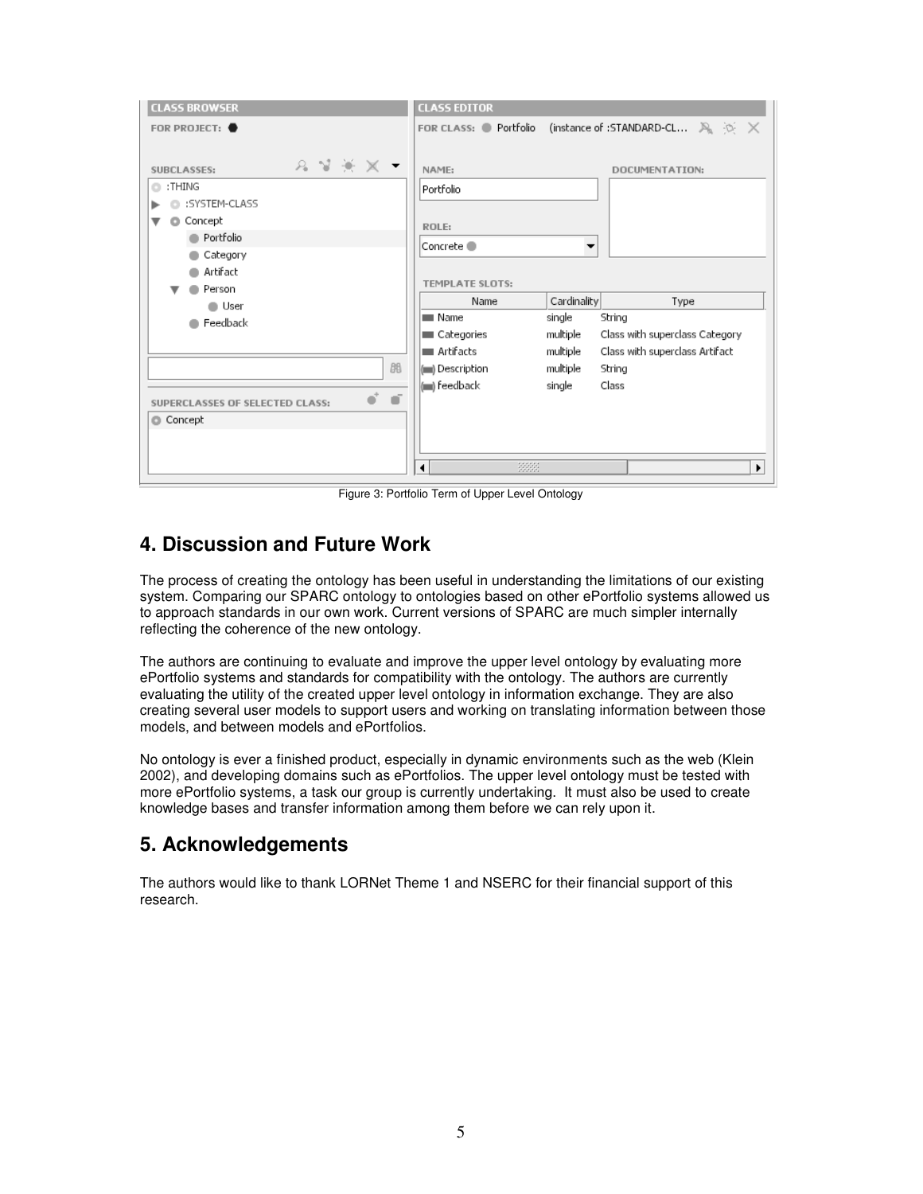Figure 3: Portfolio Term of Upper Level Ontology

## 4. Discussion and Future Work

The process of creating the ontology has been useful in understanding the limitations of our existing system. Comparing our SPARC ontology to ontologies based on other ePortfolio systems allowed us to approach standards in our own work. Current versions of SPARC are much simpler internally reflecting the coherence of the new ontology.

The authors are continuing to evaluate and improve the upper level ontology by evaluating more ePortfolio systems and standards for compatibility with the ontology. The authors are currently evaluating the utility of the created upper level ontology in information exchange. They are also creating several user models to support users and working on translating information between those models, and between models and ePortfolios.

No ontology is ever a finished product, especially in dynamic environments such as the web (Klein 2002), and developing domains such as ePortfolios. The upper level ontology must be tested with more ePortfolio systems, a task our group is currently undertaking. It must also be used to create knowledge bases and transfer information among them before we can rely upon it.

## 5. Acknowledgements

The authors would like to thank LORNet Theme 1 and NSERC for their financial support of this research.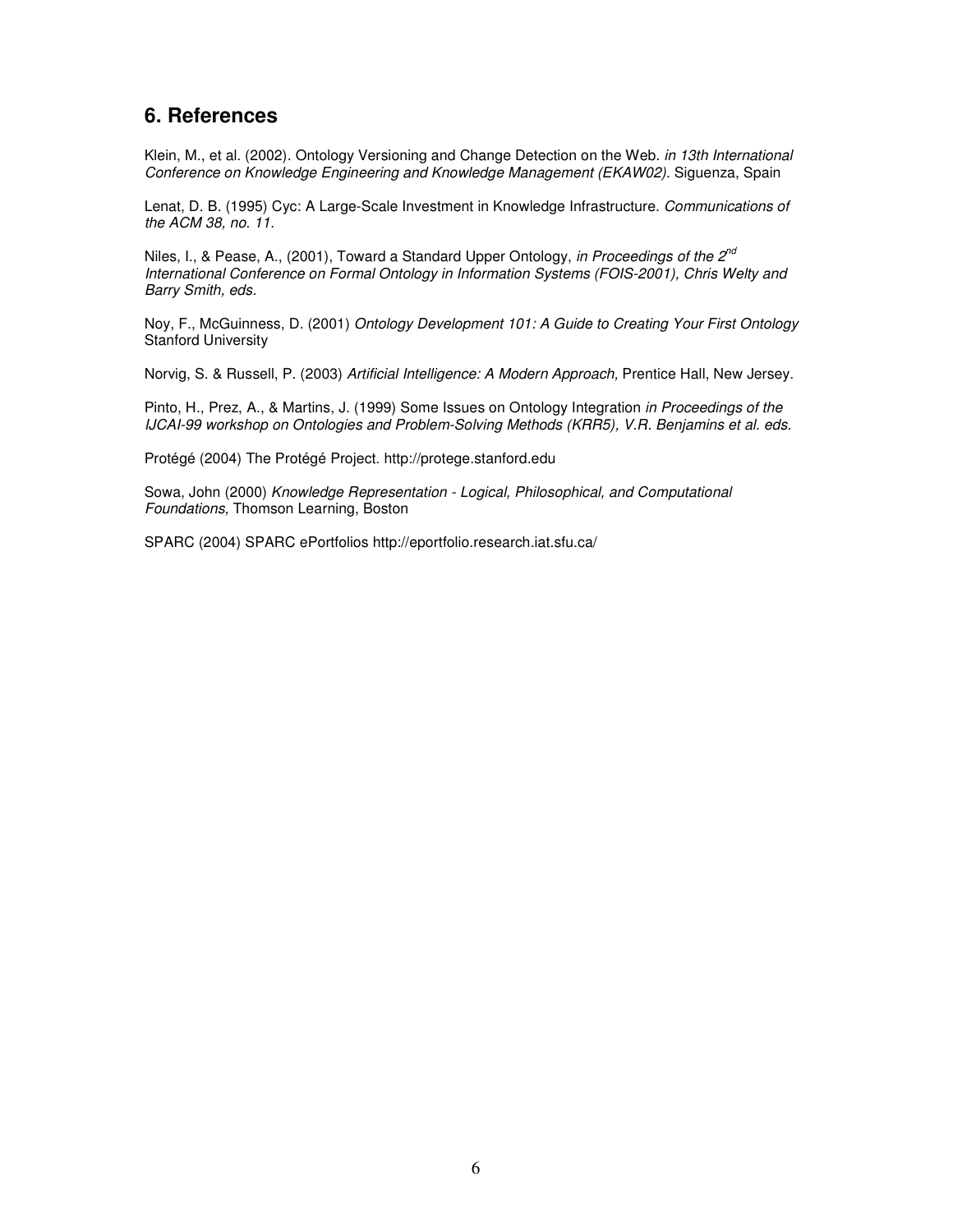## 6. References

Klein, M., et al. (2002). Ontology Versioning and Change Detection on the Web. *in 13th International Conference on Knowledge Engineering and Knowledge Management (EKAW02).* Siguenza, Spain

Lenat, D. B. (1995) Cyc: A Large-Scale Investment in Knowledge Infrastructure. *Communications of the ACM 38, no. 11.*

Niles, I., & Pease, A., (2001), Toward a Standard Upper Ontology, *in Proceedings of the 2nd International Conference on Formal Ontology in Information Systems (FOIS-2001), Chris Welty and Barry Smith, eds.*

Noy, F., McGuinness, D. (2001) *Ontology Development 101: A Guide to Creating Your First Ontology* Stanford University

Norvig, S. & Russell, P. (2003) *Artificial Intelligence: A Modern Approach,* Prentice Hall, New Jersey.

Pinto, H., Prez, A., & Martins, J. (1999) Some Issues on Ontology Integration *in Proceedings of the IJCAI-99 workshop on Ontologies and Problem-Solving Methods (KRR5), V.R. Benjamins et al. eds.*

Protégé (2004) The Protégé Project. http://protege.stanford.edu

Sowa, John (2000) *Knowledge Representation - Logical, Philosophical, and Computational Foundations,* Thomson Learning, Boston

SPARC (2004) SPARC ePortfolios http://eportfolio.research.iat.sfu.ca/